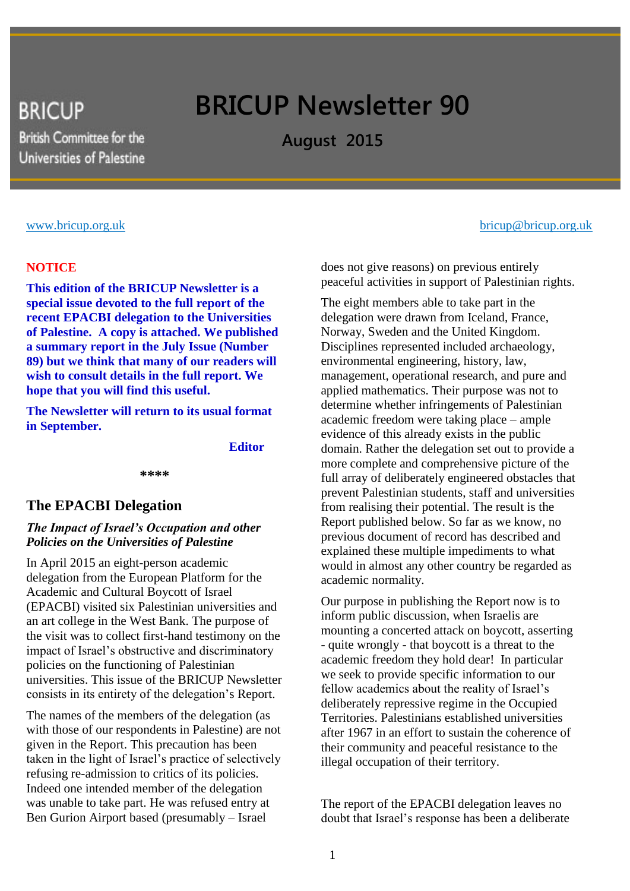BRICUP

British Committee for the Universities of Palestine

# BRICUP Newsletter 90

**August 2015**

www.bricup.org.uk

bricup@bricup.org.uk

**NOTICE**

**This edition of the BRICUP Newsletter is a special issue devoted to the full report of the recent EPACBI delegation to the Universities of Palestine. A copy is attached. We published a summary report in the July Issue (Number 89) but we think that many of our readers will wish to consult details in the full report. We hope that you will find this useful.**

**The Newsletter will return to its usual format in September.**

**Editor**

****

## The EPACBI Delegation

***The Impact of Israel's Occupation and other Policies on the Universities of Palestine***

In April 2015 an eight-person academic delegation from the European Platform for the Academic and Cultural Boycott of Israel (EPACBI) visited six Palestinian universities and an art college in the West Bank. The purpose of the visit was to collect first-hand testimony on the impact of Israel's obstructive and discriminatory policies on the functioning of Palestinian universities. This issue of the BRICUP Newsletter consists in its entirety of the delegation's Report.

The names of the members of the delegation (as with those of our respondents in Palestine) are not given in the Report. This precaution has been taken in the light of Israel's practice of selectively refusing re-admission to critics of its policies. Indeed one intended member of the delegation was unable to take part. He was refused entry at Ben Gurion Airport based (presumably – Israel does not give reasons) on previous entirely peaceful activities in support of Palestinian rights.

The eight members able to take part in the delegation were drawn from Iceland, France, Norway, Sweden and the United Kingdom. Disciplines represented included archaeology, environmental engineering, history, law, management, operational research, and pure and applied mathematics. Their purpose was not to determine whether infringements of Palestinian academic freedom were taking place – ample evidence of this already exists in the public domain. Rather the delegation set out to provide a more complete and comprehensive picture of the full array of deliberately engineered obstacles that prevent Palestinian students, staff and universities from realising their potential. The result is the Report published below. So far as we know, no previous document of record has described and explained these multiple impediments to what would in almost any other country be regarded as academic normality.

Our purpose in publishing the Report now is to inform public discussion, when Israelis are mounting a concerted attack on boycott, asserting - quite wrongly - that boycott is a threat to the academic freedom they hold dear! In particular we seek to provide specific information to our fellow academics about the reality of Israel's deliberately repressive regime in the Occupied Territories. Palestinians established universities after 1967 in an effort to sustain the coherence of their community and peaceful resistance to the illegal occupation of their territory.

The report of the EPACBI delegation leaves no doubt that Israel's response has been a deliberate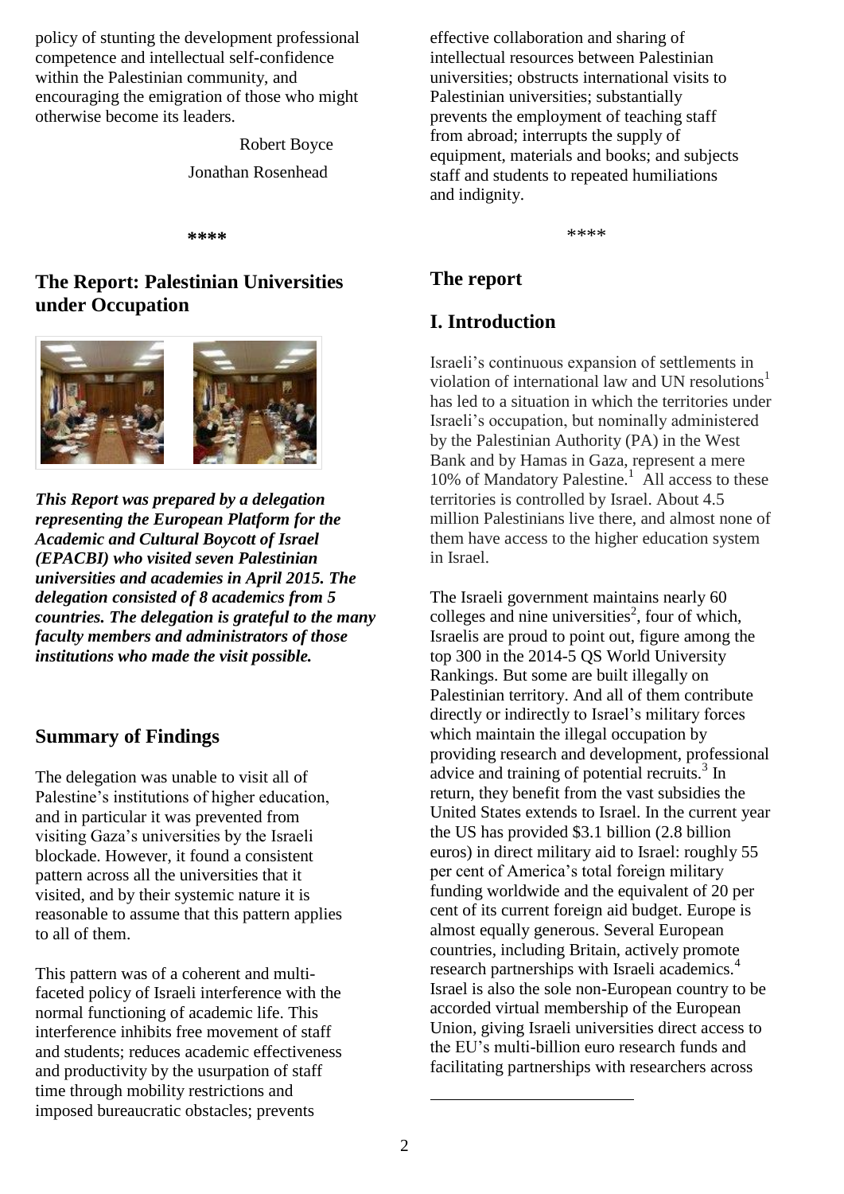policy of stunting the development professional competence and intellectual self-confidence within the Palestinian community, and encouraging the emigration of those who might otherwise become its leaders.

Robert Boyce

Jonathan Rosenhead

****

## The Report: Palestinian Universities under Occupation

***This Report was prepared by a delegation representing the European Platform for the Academic and Cultural Boycott of Israel (EPACBI) who visited seven Palestinian universities and academies in April 2015. The delegation consisted of 8 academics from 5 countries. The delegation is grateful to the many faculty members and administrators of those institutions who made the visit possible.***

## Summary of Findings

The delegation was unable to visit all of Palestine's institutions of higher education, and in particular it was prevented from visiting Gaza's universities by the Israeli blockade. However, it found a consistent pattern across all the universities that it visited, and by their systemic nature it is reasonable to assume that this pattern applies to all of them.

This pattern was of a coherent and multi-faceted policy of Israeli interference with the normal functioning of academic life. This interference inhibits free movement of staff and students; reduces academic effectiveness and productivity by the usurpation of staff time through mobility restrictions and imposed bureaucratic obstacles; prevents effective collaboration and sharing of intellectual resources between Palestinian universities; obstructs international visits to Palestinian universities; substantially prevents the employment of teaching staff from abroad; interrupts the supply of equipment, materials and books; and subjects staff and students to repeated humiliations and indignity.

****

## The report

## I. Introduction

Israeli's continuous expansion of settlements in violation of international law and UN resolutions[1] has led to a situation in which the territories under Israeli's occupation, but nominally administered by the Palestinian Authority (PA) in the West Bank and by Hamas in Gaza, represent a mere 10% of Mandatory Palestine.[1] All access to these territories is controlled by Israel. About 4.5 million Palestinians live there, and almost none of them have access to the higher education system in Israel.

The Israeli government maintains nearly 60 colleges and nine universities[2], four of which, Israelis are proud to point out, figure among the top 300 in the 2014-5 QS World University Rankings. But some are built illegally on Palestinian territory. And all of them contribute directly or indirectly to Israel's military forces which maintain the illegal occupation by providing research and development, professional advice and training of potential recruits.[3] In return, they benefit from the vast subsidies the United States extends to Israel. In the current year the US has provided \$3.1 billion (2.8 billion euros) in direct military aid to Israel: roughly 55 per cent of America's total foreign military funding worldwide and the equivalent of 20 per cent of its current foreign aid budget. Europe is almost equally generous. Several European countries, including Britain, actively promote research partnerships with Israeli academics.[4] Israel is also the sole non-European country to be accorded virtual membership of the European Union, giving Israeli universities direct access to the EU's multi-billion euro research funds and facilitating partnerships with researchers across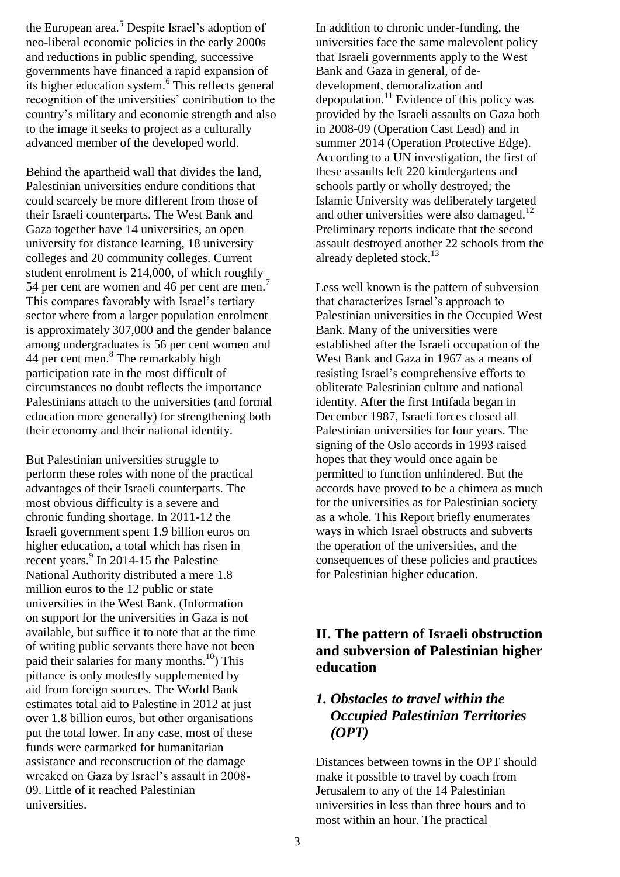the European area.[5] Despite Israel's adoption of neo-liberal economic policies in the early 2000s and reductions in public spending, successive governments have financed a rapid expansion of its higher education system.[6] This reflects general recognition of the universities' contribution to the country's military and economic strength and also to the image it seeks to project as a culturally advanced member of the developed world.

Behind the apartheid wall that divides the land, Palestinian universities endure conditions that could scarcely be more different from those of their Israeli counterparts. The West Bank and Gaza together have 14 universities, an open university for distance learning, 18 university colleges and 20 community colleges. Current student enrolment is 214,000, of which roughly 54 per cent are women and 46 per cent are men.[7] This compares favorably with Israel's tertiary sector where from a larger population enrolment is approximately 307,000 and the gender balance among undergraduates is 56 per cent women and 44 per cent men.[8] The remarkably high participation rate in the most difficult of circumstances no doubt reflects the importance Palestinians attach to the universities (and formal education more generally) for strengthening both their economy and their national identity.

But Palestinian universities struggle to perform these roles with none of the practical advantages of their Israeli counterparts. The most obvious difficulty is a severe and chronic funding shortage. In 2011-12 the Israeli government spent 1.9 billion euros on higher education, a total which has risen in recent years.[9] In 2014-15 the Palestine National Authority distributed a mere 1.8 million euros to the 12 public or state universities in the West Bank. (Information on support for the universities in Gaza is not available, but suffice it to note that at the time of writing public servants there have not been paid their salaries for many months.[10]) This pittance is only modestly supplemented by aid from foreign sources. The World Bank estimates total aid to Palestine in 2012 at just over 1.8 billion euros, but other organisations put the total lower. In any case, most of these funds were earmarked for humanitarian assistance and reconstruction of the damage wreaked on Gaza by Israel's assault in 2008-09. Little of it reached Palestinian universities.

In addition to chronic under-funding, the universities face the same malevolent policy that Israeli governments apply to the West Bank and Gaza in general, of de-development, demoralization and depopulation.[11] Evidence of this policy was provided by the Israeli assaults on Gaza both in 2008-09 (Operation Cast Lead) and in summer 2014 (Operation Protective Edge). According to a UN investigation, the first of these assaults left 220 kindergartens and schools partly or wholly destroyed; the Islamic University was deliberately targeted and other universities were also damaged.[12] Preliminary reports indicate that the second assault destroyed another 22 schools from the already depleted stock.[13]

Less well known is the pattern of subversion that characterizes Israel's approach to Palestinian universities in the Occupied West Bank. Many of the universities were established after the Israeli occupation of the West Bank and Gaza in 1967 as a means of resisting Israel's comprehensive efforts to obliterate Palestinian culture and national identity. After the first Intifada began in December 1987, Israeli forces closed all Palestinian universities for four years. The signing of the Oslo accords in 1993 raised hopes that they would once again be permitted to function unhindered. But the accords have proved to be a chimera as much for the universities as for Palestinian society as a whole. This Report briefly enumerates ways in which Israel obstructs and subverts the operation of the universities, and the consequences of these policies and practices for Palestinian higher education.

## II. The pattern of Israeli obstruction and subversion of Palestinian higher education

### *1. Obstacles to travel within the Occupied Palestinian Territories (OPT)*

Distances between towns in the OPT should make it possible to travel by coach from Jerusalem to any of the 14 Palestinian universities in less than three hours and to most within an hour. The practical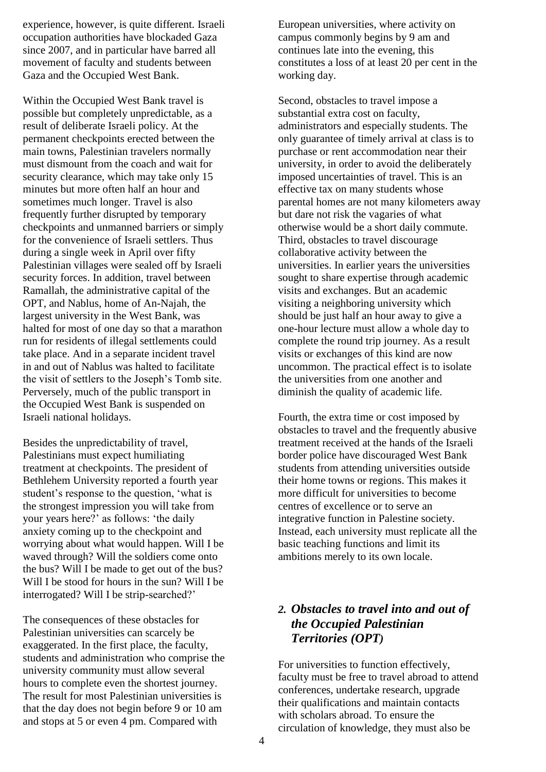experience, however, is quite different. Israeli occupation authorities have blockaded Gaza since 2007, and in particular have barred all movement of faculty and students between Gaza and the Occupied West Bank.

Within the Occupied West Bank travel is possible but completely unpredictable, as a result of deliberate Israeli policy. At the permanent checkpoints erected between the main towns, Palestinian travelers normally must dismount from the coach and wait for security clearance, which may take only 15 minutes but more often half an hour and sometimes much longer. Travel is also frequently further disrupted by temporary checkpoints and unmanned barriers or simply for the convenience of Israeli settlers. Thus during a single week in April over fifty Palestinian villages were sealed off by Israeli security forces. In addition, travel between Ramallah, the administrative capital of the OPT, and Nablus, home of An-Najah, the largest university in the West Bank, was halted for most of one day so that a marathon run for residents of illegal settlements could take place. And in a separate incident travel in and out of Nablus was halted to facilitate the visit of settlers to the Joseph's Tomb site. Perversely, much of the public transport in the Occupied West Bank is suspended on Israeli national holidays.

Besides the unpredictability of travel, Palestinians must expect humiliating treatment at checkpoints. The president of Bethlehem University reported a fourth year student's response to the question, 'what is the strongest impression you will take from your years here?' as follows: 'the daily anxiety coming up to the checkpoint and worrying about what would happen. Will I be waved through? Will the soldiers come onto the bus? Will I be made to get out of the bus? Will I be stood for hours in the sun? Will I be interrogated? Will I be strip-searched?'

The consequences of these obstacles for Palestinian universities can scarcely be exaggerated. In the first place, the faculty, students and administration who comprise the university community must allow several hours to complete even the shortest journey. The result for most Palestinian universities is that the day does not begin before 9 or 10 am and stops at 5 or even 4 pm. Compared with European universities, where activity on campus commonly begins by 9 am and continues late into the evening, this constitutes a loss of at least 20 per cent in the working day.

Second, obstacles to travel impose a substantial extra cost on faculty, administrators and especially students. The only guarantee of timely arrival at class is to purchase or rent accommodation near their university, in order to avoid the deliberately imposed uncertainties of travel. This is an effective tax on many students whose parental homes are not many kilometers away but dare not risk the vagaries of what otherwise would be a short daily commute. Third, obstacles to travel discourage collaborative activity between the universities. In earlier years the universities sought to share expertise through academic visits and exchanges. But an academic visiting a neighboring university which should be just half an hour away to give a one-hour lecture must allow a whole day to complete the round trip journey. As a result visits or exchanges of this kind are now uncommon. The practical effect is to isolate the universities from one another and diminish the quality of academic life.

Fourth, the extra time or cost imposed by obstacles to travel and the frequently abusive treatment received at the hands of the Israeli border police have discouraged West Bank students from attending universities outside their home towns or regions. This makes it more difficult for universities to become centres of excellence or to serve an integrative function in Palestine society. Instead, each university must replicate all the basic teaching functions and limit its ambitions merely to its own locale.

### *2. Obstacles to travel into and out of the Occupied Palestinian Territories (OPT)*

For universities to function effectively, faculty must be free to travel abroad to attend conferences, undertake research, upgrade their qualifications and maintain contacts with scholars abroad. To ensure the circulation of knowledge, they must also be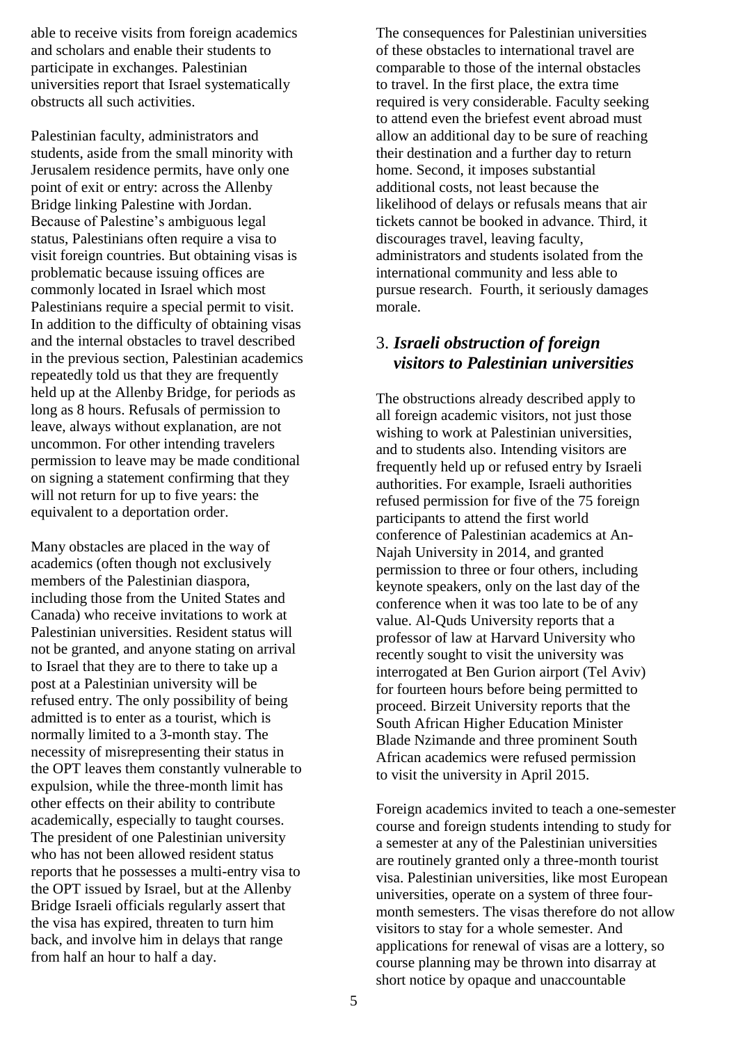able to receive visits from foreign academics and scholars and enable their students to participate in exchanges. Palestinian universities report that Israel systematically obstructs all such activities.

Palestinian faculty, administrators and students, aside from the small minority with Jerusalem residence permits, have only one point of exit or entry: across the Allenby Bridge linking Palestine with Jordan. Because of Palestine's ambiguous legal status, Palestinians often require a visa to visit foreign countries. But obtaining visas is problematic because issuing offices are commonly located in Israel which most Palestinians require a special permit to visit. In addition to the difficulty of obtaining visas and the internal obstacles to travel described in the previous section, Palestinian academics repeatedly told us that they are frequently held up at the Allenby Bridge, for periods as long as 8 hours. Refusals of permission to leave, always without explanation, are not uncommon. For other intending travelers permission to leave may be made conditional on signing a statement confirming that they will not return for up to five years: the equivalent to a deportation order.

Many obstacles are placed in the way of academics (often though not exclusively members of the Palestinian diaspora, including those from the United States and Canada) who receive invitations to work at Palestinian universities. Resident status will not be granted, and anyone stating on arrival to Israel that they are to there to take up a post at a Palestinian university will be refused entry. The only possibility of being admitted is to enter as a tourist, which is normally limited to a 3-month stay. The necessity of misrepresenting their status in the OPT leaves them constantly vulnerable to expulsion, while the three-month limit has other effects on their ability to contribute academically, especially to taught courses. The president of one Palestinian university who has not been allowed resident status reports that he possesses a multi-entry visa to the OPT issued by Israel, but at the Allenby Bridge Israeli officials regularly assert that the visa has expired, threaten to turn him back, and involve him in delays that range from half an hour to half a day.

The consequences for Palestinian universities of these obstacles to international travel are comparable to those of the internal obstacles to travel. In the first place, the extra time required is very considerable. Faculty seeking to attend even the briefest event abroad must allow an additional day to be sure of reaching their destination and a further day to return home. Second, it imposes substantial additional costs, not least because the likelihood of delays or refusals means that air tickets cannot be booked in advance. Third, it discourages travel, leaving faculty, administrators and students isolated from the international community and less able to pursue research. Fourth, it seriously damages morale.

## 3. *Israeli obstruction of foreign visitors to Palestinian universities*

The obstructions already described apply to all foreign academic visitors, not just those wishing to work at Palestinian universities, and to students also. Intending visitors are frequently held up or refused entry by Israeli authorities. For example, Israeli authorities refused permission for five of the 75 foreign participants to attend the first world conference of Palestinian academics at An-Najah University in 2014, and granted permission to three or four others, including keynote speakers, only on the last day of the conference when it was too late to be of any value. Al-Quds University reports that a professor of law at Harvard University who recently sought to visit the university was interrogated at Ben Gurion airport (Tel Aviv) for fourteen hours before being permitted to proceed. Birzeit University reports that the South African Higher Education Minister Blade Nzimande and three prominent South African academics were refused permission to visit the university in April 2015.

Foreign academics invited to teach a one-semester course and foreign students intending to study for a semester at any of the Palestinian universities are routinely granted only a three-month tourist visa. Palestinian universities, like most European universities, operate on a system of three four-month semesters. The visas therefore do not allow visitors to stay for a whole semester. And applications for renewal of visas are a lottery, so course planning may be thrown into disarray at short notice by opaque and unaccountable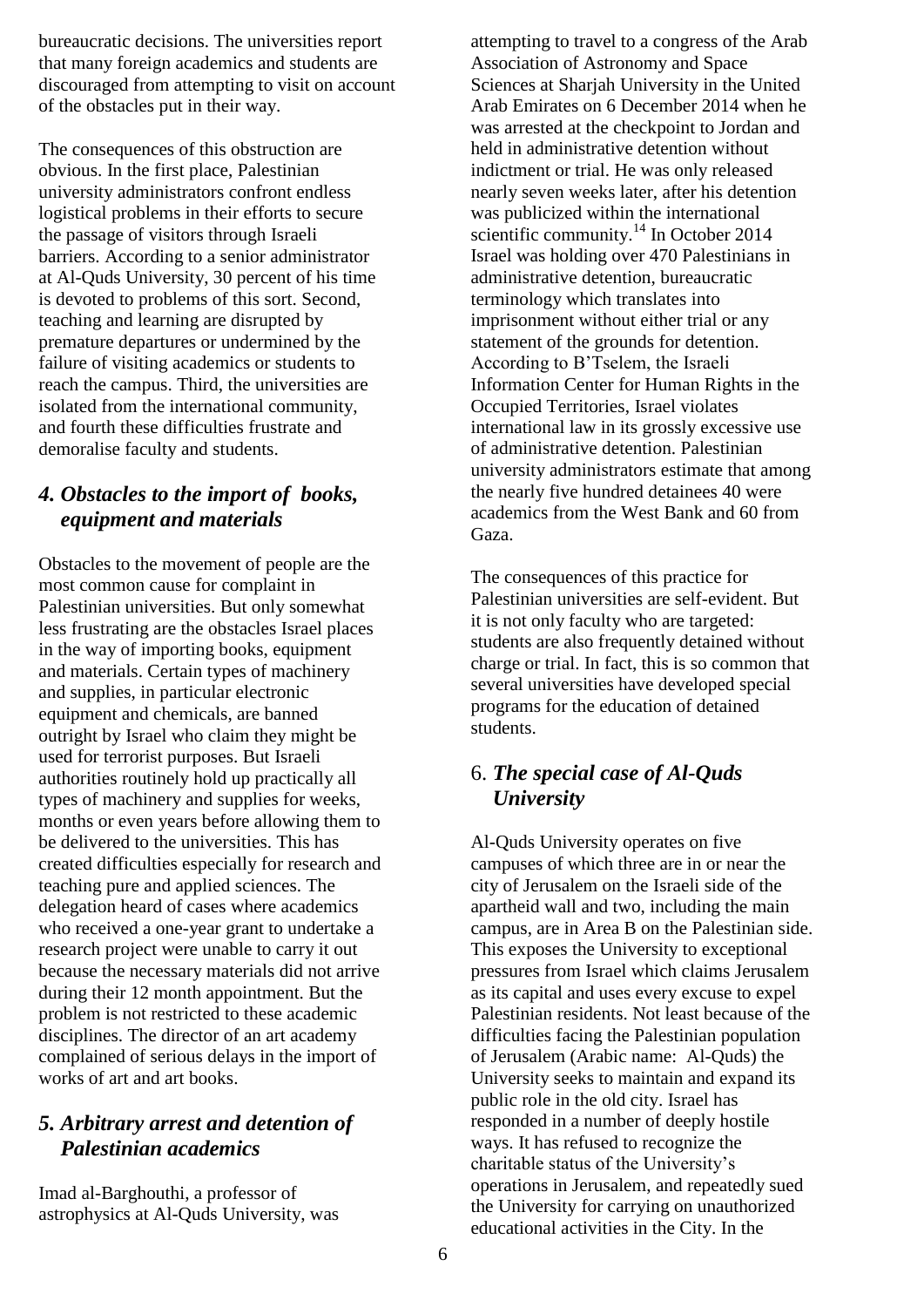bureaucratic decisions. The universities report that many foreign academics and students are discouraged from attempting to visit on account of the obstacles put in their way.

The consequences of this obstruction are obvious. In the first place, Palestinian university administrators confront endless logistical problems in their efforts to secure the passage of visitors through Israeli barriers. According to a senior administrator at Al-Quds University, 30 percent of his time is devoted to problems of this sort. Second, teaching and learning are disrupted by premature departures or undermined by the failure of visiting academics or students to reach the campus. Third, the universities are isolated from the international community, and fourth these difficulties frustrate and demoralise faculty and students.

## *4. Obstacles to the import of books, equipment and materials*

Obstacles to the movement of people are the most common cause for complaint in Palestinian universities. But only somewhat less frustrating are the obstacles Israel places in the way of importing books, equipment and materials. Certain types of machinery and supplies, in particular electronic equipment and chemicals, are banned outright by Israel who claim they might be used for terrorist purposes. But Israeli authorities routinely hold up practically all types of machinery and supplies for weeks, months or even years before allowing them to be delivered to the universities. This has created difficulties especially for research and teaching pure and applied sciences. The delegation heard of cases where academics who received a one-year grant to undertake a research project were unable to carry it out because the necessary materials did not arrive during their 12 month appointment. But the problem is not restricted to these academic disciplines. The director of an art academy complained of serious delays in the import of works of art and art books.

## *5. Arbitrary arrest and detention of Palestinian academics*

Imad al-Barghouthi, a professor of astrophysics at Al-Quds University, was attempting to travel to a congress of the Arab Association of Astronomy and Space Sciences at Sharjah University in the United Arab Emirates on 6 December 2014 when he was arrested at the checkpoint to Jordan and held in administrative detention without indictment or trial. He was only released nearly seven weeks later, after his detention was publicized within the international scientific community.[14] In October 2014 Israel was holding over 470 Palestinians in administrative detention, bureaucratic terminology which translates into imprisonment without either trial or any statement of the grounds for detention. According to B'Tselem, the Israeli Information Center for Human Rights in the Occupied Territories, Israel violates international law in its grossly excessive use of administrative detention. Palestinian university administrators estimate that among the nearly five hundred detainees 40 were academics from the West Bank and 60 from Gaza.

The consequences of this practice for Palestinian universities are self-evident. But it is not only faculty who are targeted: students are also frequently detained without charge or trial. In fact, this is so common that several universities have developed special programs for the education of detained students.

## 6. *The special case of Al-Quds University*

Al-Quds University operates on five campuses of which three are in or near the city of Jerusalem on the Israeli side of the apartheid wall and two, including the main campus, are in Area B on the Palestinian side. This exposes the University to exceptional pressures from Israel which claims Jerusalem as its capital and uses every excuse to expel Palestinian residents. Not least because of the difficulties facing the Palestinian population of Jerusalem (Arabic name: Al-Quds) the University seeks to maintain and expand its public role in the old city. Israel has responded in a number of deeply hostile ways. It has refused to recognize the charitable status of the University's operations in Jerusalem, and repeatedly sued the University for carrying on unauthorized educational activities in the City. In the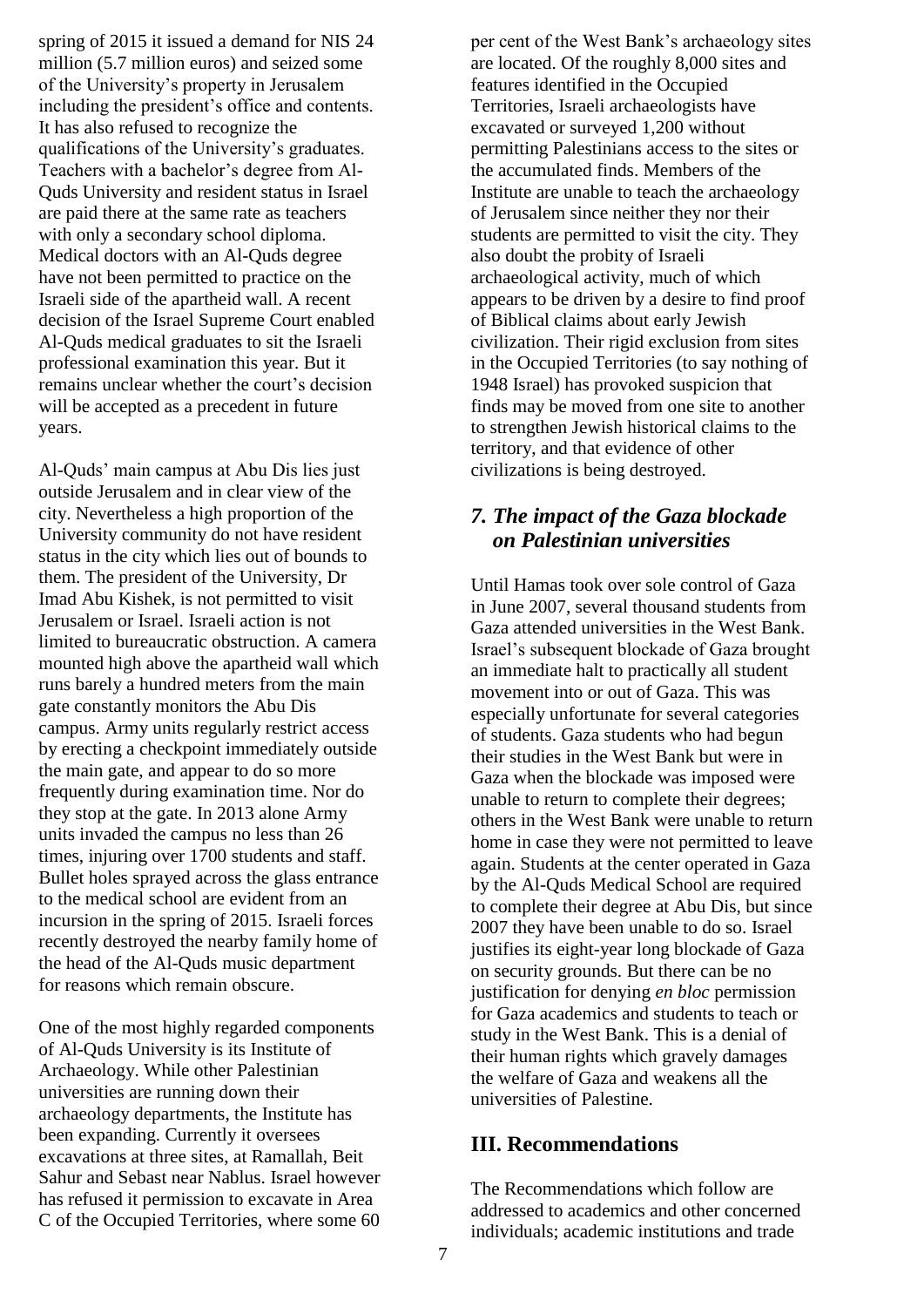spring of 2015 it issued a demand for NIS 24 million (5.7 million euros) and seized some of the University's property in Jerusalem including the president's office and contents. It has also refused to recognize the qualifications of the University's graduates. Teachers with a bachelor's degree from Al-Quds University and resident status in Israel are paid there at the same rate as teachers with only a secondary school diploma. Medical doctors with an Al-Quds degree have not been permitted to practice on the Israeli side of the apartheid wall. A recent decision of the Israel Supreme Court enabled Al-Quds medical graduates to sit the Israeli professional examination this year. But it remains unclear whether the court's decision will be accepted as a precedent in future years.

Al-Quds' main campus at Abu Dis lies just outside Jerusalem and in clear view of the city. Nevertheless a high proportion of the University community do not have resident status in the city which lies out of bounds to them. The president of the University, Dr Imad Abu Kishek, is not permitted to visit Jerusalem or Israel. Israeli action is not limited to bureaucratic obstruction. A camera mounted high above the apartheid wall which runs barely a hundred meters from the main gate constantly monitors the Abu Dis campus. Army units regularly restrict access by erecting a checkpoint immediately outside the main gate, and appear to do so more frequently during examination time. Nor do they stop at the gate. In 2013 alone Army units invaded the campus no less than 26 times, injuring over 1700 students and staff. Bullet holes sprayed across the glass entrance to the medical school are evident from an incursion in the spring of 2015. Israeli forces recently destroyed the nearby family home of the head of the Al-Quds music department for reasons which remain obscure.

One of the most highly regarded components of Al-Quds University is its Institute of Archaeology. While other Palestinian universities are running down their archaeology departments, the Institute has been expanding. Currently it oversees excavations at three sites, at Ramallah, Beit Sahur and Sebast near Nablus. Israel however has refused it permission to excavate in Area C of the Occupied Territories, where some 60 per cent of the West Bank's archaeology sites are located. Of the roughly 8,000 sites and features identified in the Occupied Territories, Israeli archaeologists have excavated or surveyed 1,200 without permitting Palestinians access to the sites or the accumulated finds. Members of the Institute are unable to teach the archaeology of Jerusalem since neither they nor their students are permitted to visit the city. They also doubt the probity of Israeli archaeological activity, much of which appears to be driven by a desire to find proof of Biblical claims about early Jewish civilization. Their rigid exclusion from sites in the Occupied Territories (to say nothing of 1948 Israel) has provoked suspicion that finds may be moved from one site to another to strengthen Jewish historical claims to the territory, and that evidence of other civilizations is being destroyed.

### *7. The impact of the Gaza blockade on Palestinian universities*

Until Hamas took over sole control of Gaza in June 2007, several thousand students from Gaza attended universities in the West Bank. Israel's subsequent blockade of Gaza brought an immediate halt to practically all student movement into or out of Gaza. This was especially unfortunate for several categories of students. Gaza students who had begun their studies in the West Bank but were in Gaza when the blockade was imposed were unable to return to complete their degrees; others in the West Bank were unable to return home in case they were not permitted to leave again. Students at the center operated in Gaza by the Al-Quds Medical School are required to complete their degree at Abu Dis, but since 2007 they have been unable to do so. Israel justifies its eight-year long blockade of Gaza on security grounds. But there can be no justification for denying *en bloc* permission for Gaza academics and students to teach or study in the West Bank. This is a denial of their human rights which gravely damages the welfare of Gaza and weakens all the universities of Palestine.

## III. Recommendations

The Recommendations which follow are addressed to academics and other concerned individuals; academic institutions and trade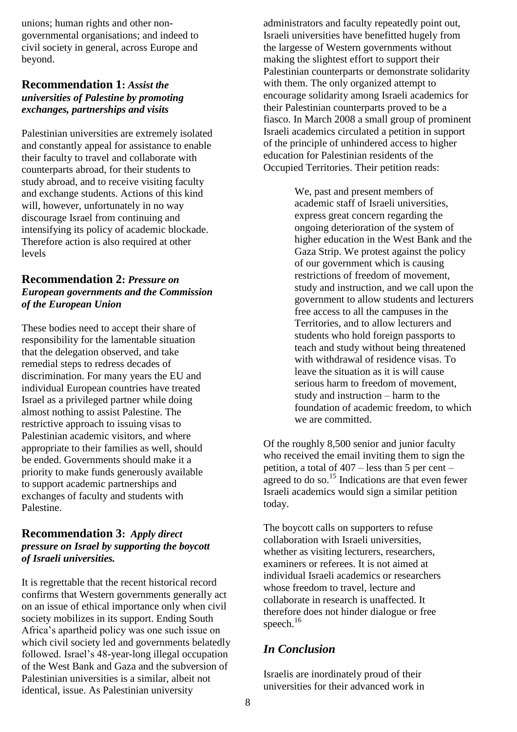unions; human rights and other non-governmental organisations; and indeed to civil society in general, across Europe and beyond.

## Recommendation 1: *Assist the universities of Palestine by promoting exchanges, partnerships and visits*

Palestinian universities are extremely isolated and constantly appeal for assistance to enable their faculty to travel and collaborate with counterparts abroad, for their students to study abroad, and to receive visiting faculty and exchange students. Actions of this kind will, however, unfortunately in no way discourage Israel from continuing and intensifying its policy of academic blockade. Therefore action is also required at other levels

## Recommendation 2: *Pressure on European governments and the Commission of the European Union*

These bodies need to accept their share of responsibility for the lamentable situation that the delegation observed, and take remedial steps to redress decades of discrimination. For many years the EU and individual European countries have treated Israel as a privileged partner while doing almost nothing to assist Palestine. The restrictive approach to issuing visas to Palestinian academic visitors, and where appropriate to their families as well, should be ended. Governments should make it a priority to make funds generously available to support academic partnerships and exchanges of faculty and students with Palestine.

## Recommendation 3: *Apply direct pressure on Israel by supporting the boycott of Israeli universities.*

It is regrettable that the recent historical record confirms that Western governments generally act on an issue of ethical importance only when civil society mobilizes in its support. Ending South Africa's apartheid policy was one such issue on which civil society led and governments belatedly followed. Israel's 48-year-long illegal occupation of the West Bank and Gaza and the subversion of Palestinian universities is a similar, albeit not identical, issue. As Palestinian university administrators and faculty repeatedly point out, Israeli universities have benefitted hugely from the largesse of Western governments without making the slightest effort to support their Palestinian counterparts or demonstrate solidarity with them. The only organized attempt to encourage solidarity among Israeli academics for their Palestinian counterparts proved to be a fiasco. In March 2008 a small group of prominent Israeli academics circulated a petition in support of the principle of unhindered access to higher education for Palestinian residents of the Occupied Territories. Their petition reads:

> We, past and present members of academic staff of Israeli universities, express great concern regarding the ongoing deterioration of the system of higher education in the West Bank and the Gaza Strip. We protest against the policy of our government which is causing restrictions of freedom of movement, study and instruction, and we call upon the government to allow students and lecturers free access to all the campuses in the Territories, and to allow lecturers and students who hold foreign passports to teach and study without being threatened with withdrawal of residence visas. To leave the situation as it is will cause serious harm to freedom of movement, study and instruction – harm to the foundation of academic freedom, to which we are committed.

Of the roughly 8,500 senior and junior faculty who received the email inviting them to sign the petition, a total of 407 – less than 5 per cent – agreed to do so.[15] Indications are that even fewer Israeli academics would sign a similar petition today.

The boycott calls on supporters to refuse collaboration with Israeli universities, whether as visiting lecturers, researchers, examiners or referees. It is not aimed at individual Israeli academics or researchers whose freedom to travel, lecture and collaborate in research is unaffected. It therefore does not hinder dialogue or free speech.[16]

## *In Conclusion*

Israelis are inordinately proud of their universities for their advanced work in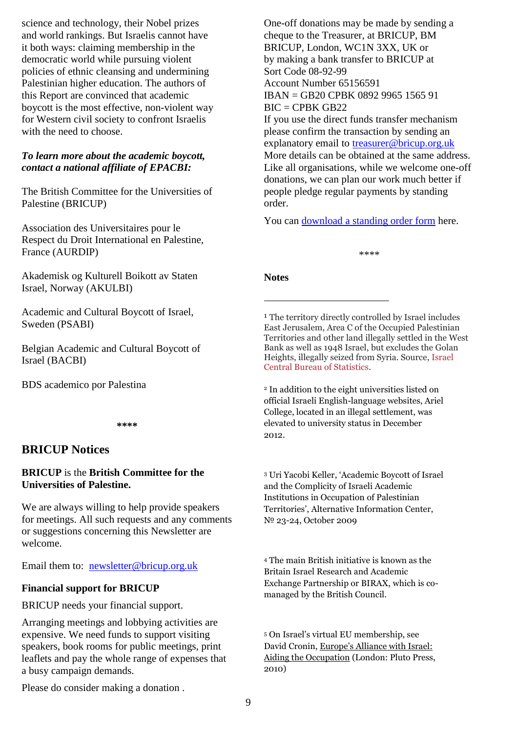science and technology, their Nobel prizes and world rankings. But Israelis cannot have it both ways: claiming membership in the democratic world while pursuing violent policies of ethnic cleansing and undermining Palestinian higher education. The authors of this Report are convinced that academic boycott is the most effective, non-violent way for Western civil society to confront Israelis with the need to choose.

***To learn more about the academic boycott, contact a national affiliate of EPACBI:***

The British Committee for the Universities of Palestine (BRICUP)

Association des Universitaires pour le Respect du Droit International en Palestine, France (AURDIP)

Akademisk og Kulturell Boikott av Staten Israel, Norway (AKULBI)

Academic and Cultural Boycott of Israel, Sweden (PSABI)

Belgian Academic and Cultural Boycott of Israel (BACBI)

BDS academico por Palestina

****

## BRICUP Notices

**BRICUP** is the **British Committee for the Universities of Palestine.**

We are always willing to help provide speakers for meetings. All such requests and any comments or suggestions concerning this Newsletter are welcome.

Email them to: newsletter@bricup.org.uk

### Financial support for BRICUP

BRICUP needs your financial support.

Arranging meetings and lobbying activities are expensive. We need funds to support visiting speakers, book rooms for public meetings, print leaflets and pay the whole range of expenses that a busy campaign demands.

Please do consider making a donation .

One-off donations may be made by sending a cheque to the Treasurer, at BRICUP, BM BRICUP, London, WC1N 3XX, UK or by making a bank transfer to BRICUP at
Sort Code 08-92-99
Account Number 65156591
IBAN = GB20 CPBK 0892 9965 1565 91
BIC = CPBK GB22
If you use the direct funds transfer mechanism please confirm the transaction by sending an explanatory email to treasurer@bricup.org.uk
More details can be obtained at the same address.
Like all organisations, while we welcome one-off donations, we can plan our work much better if people pledge regular payments by standing order.

You can download a standing order form here.

****

### Notes

---

[1] The territory directly controlled by Israel includes East Jerusalem, Area C of the Occupied Palestinian Territories and other land illegally settled in the West Bank as well as 1948 Israel, but excludes the Golan Heights, illegally seized from Syria. Source, Israel Central Bureau of Statistics.

[2] In addition to the eight universities listed on official Israeli English-language websites, Ariel College, located in an illegal settlement, was elevated to university status in December 2012.

[3] Uri Yacobi Keller, 'Academic Boycott of Israel and the Complicity of Israeli Academic Institutions in Occupation of Palestinian Territories', Alternative Information Center, № 23-24, October 2009

[4] The main British initiative is known as the Britain Israel Research and Academic Exchange Partnership or BIRAX, which is co-managed by the British Council.

[5] On Israel's virtual EU membership, see David Cronin, Europe's Alliance with Israel: Aiding the Occupation (London: Pluto Press, 2010)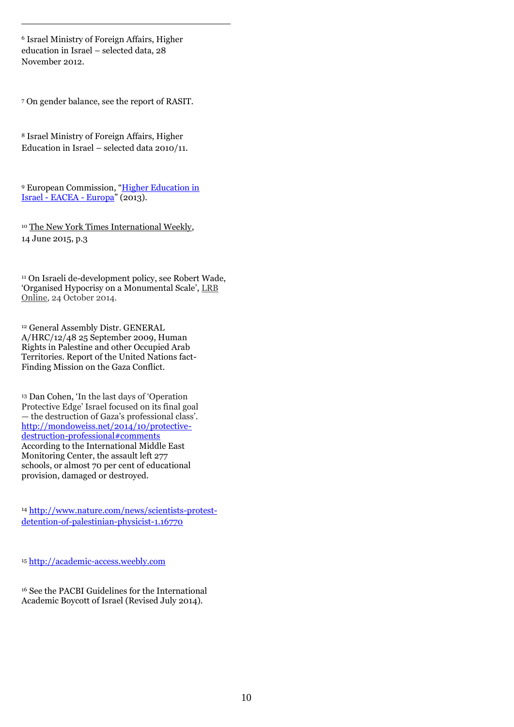---

[6] Israel Ministry of Foreign Affairs, Higher education in Israel – selected data, 28 November 2012.

[7] On gender balance, see the report of RASIT.

[8] Israel Ministry of Foreign Affairs, Higher Education in Israel – selected data 2010/11.

[9] European Commission, "[Higher Education in Israel - EACEA - Europa]" (2013).

[10] The New York Times International Weekly, 14 June 2015, p.3

[11] On Israeli de-development policy, see Robert Wade, 'Organised Hypocrisy on a Monumental Scale', LRB Online, 24 October 2014.

[12] General Assembly Distr. GENERAL A/HRC/12/48 25 September 2009, Human Rights in Palestine and other Occupied Arab Territories. Report of the United Nations fact-Finding Mission on the Gaza Conflict.

[13] Dan Cohen, 'In the last days of 'Operation Protective Edge' Israel focused on its final goal — the destruction of Gaza's professional class'. http://mondoweiss.net/2014/10/protective-destruction-professional#comments According to the International Middle East Monitoring Center, the assault left 277 schools, or almost 70 per cent of educational provision, damaged or destroyed.

[14] http://www.nature.com/news/scientists-protest-detention-of-palestinian-physicist-1.16770

[15] http://academic-access.weebly.com

[16] See the PACBI Guidelines for the International Academic Boycott of Israel (Revised July 2014).